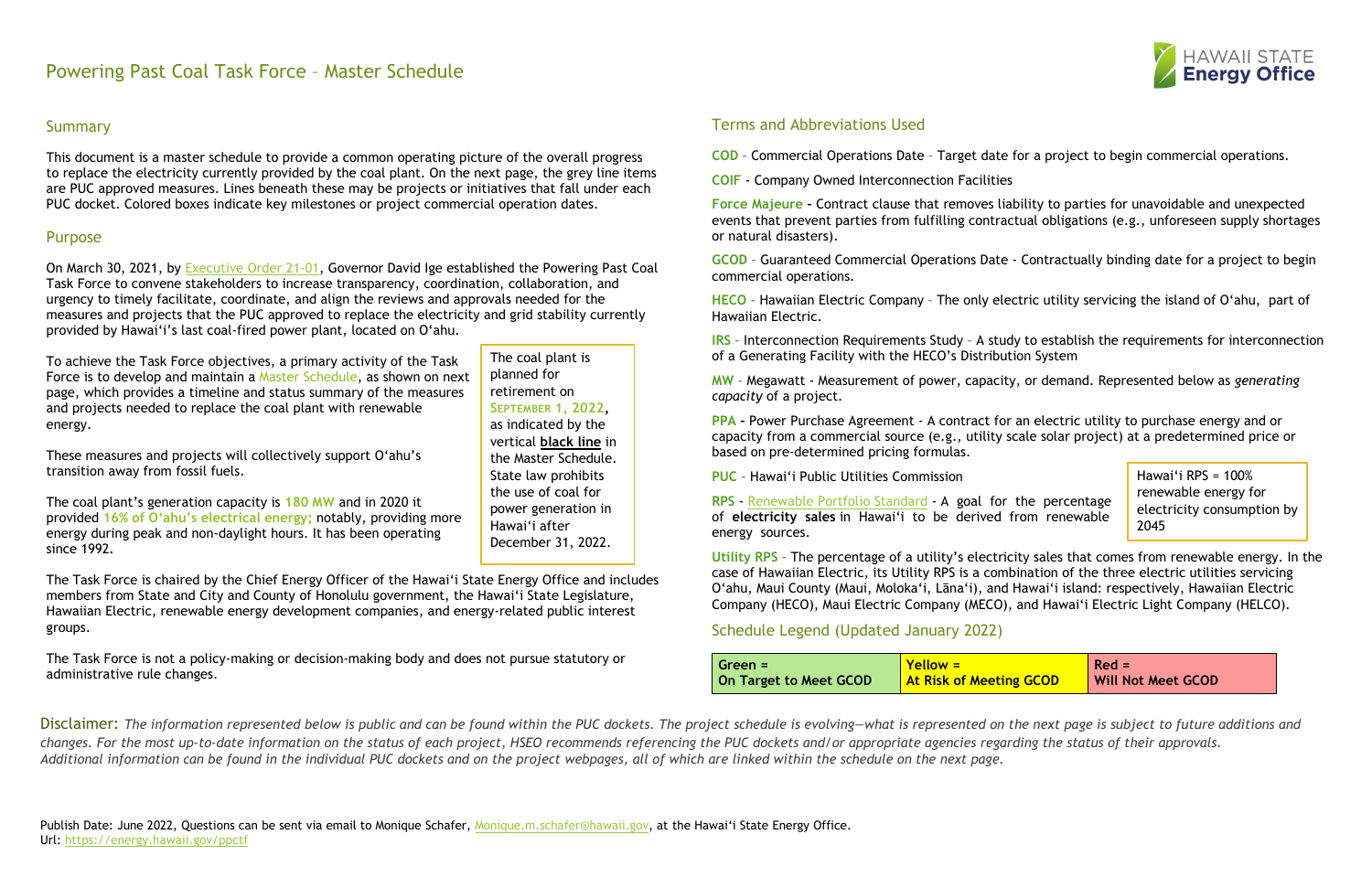# Powering Past Coal Task Force – Master Schedule

HAWAII STATE Energy Office

## Summary

This document is a master schedule to provide a common operating picture of the overall progress to replace the electricity currently provided by the coal plant. On the next page, the grey line items are PUC approved measures. Lines beneath these may be projects or initiatives that fall under each PUC docket. Colored boxes indicate key milestones or project commercial operation dates.

## Purpose

On March 30, 2021, by Executive Order 21-01, Governor David Ige established the Powering Past Coal Task Force to convene stakeholders to increase transparency, coordination, collaboration, and urgency to timely facilitate, coordinate, and align the reviews and approvals needed for the measures and projects that the PUC approved to replace the electricity and grid stability currently provided by Hawai'i's last coal-fired power plant, located on O'ahu.

To achieve the Task Force objectives, a primary activity of the Task Force is to develop and maintain a Master Schedule, as shown on next page, which provides a timeline and status summary of the measures and projects needed to replace the coal plant with renewable energy.

These measures and projects will collectively support O'ahu's transition away from fossil fuels.

The coal plant's generation capacity is **180 MW** and in 2020 it provided **16% of O'ahu's electrical energy;** notably, providing more energy during peak and non-daylight hours. It has been operating since 1992.

> The coal plant is planned for retirement on **SEPTEMBER 1, 2022**, as indicated by the vertical **black line** in the Master Schedule. State law prohibits the use of coal for power generation in Hawai'i after December 31, 2022.

The Task Force is chaired by the Chief Energy Officer of the Hawai'i State Energy Office and includes members from State and City and County of Honolulu government, the Hawai'i State Legislature, Hawaiian Electric, renewable energy development companies, and energy-related public interest groups.

The Task Force is not a policy-making or decision-making body and does not pursue statutory or administrative rule changes.

## Terms and Abbreviations Used

**COD** – Commercial Operations Date – Target date for a project to begin commercial operations.

**COIF** - Company Owned Interconnection Facilities

**Force Majeure** - Contract clause that removes liability to parties for unavoidable and unexpected events that prevent parties from fulfilling contractual obligations (e.g., unforeseen supply shortages or natural disasters).

**GCOD** - Guaranteed Commercial Operations Date - Contractually binding date for a project to begin commercial operations.

**HECO** – Hawaiian Electric Company – The only electric utility servicing the island of O'ahu, part of Hawaiian Electric.

**IRS** – Interconnection Requirements Study – A study to establish the requirements for interconnection of a Generating Facility with the HECO's Distribution System

**MW** - Megawatt - Measurement of power, capacity, or demand. Represented below as *generating capacity* of a project.

**PPA** - Power Purchase Agreement - A contract for an electric utility to purchase energy and or capacity from a commercial source (e.g., utility scale solar project) at a predetermined price or based on pre-determined pricing formulas.

**PUC** – Hawai'i Public Utilities Commission

**RPS** - Renewable Portfolio Standard - A goal for the percentage of **electricity sales** in Hawai'i to be derived from renewable energy sources.

> Hawai'i RPS = 100% renewable energy for electricity consumption by 2045

**Utility RPS** – The percentage of a utility's electricity sales that comes from renewable energy. In the case of Hawaiian Electric, its Utility RPS is a combination of the three electric utilities servicing O'ahu, Maui County (Maui, Moloka'i, Lāna'i), and Hawai'i island: respectively, Hawaiian Electric Company (HECO), Maui Electric Company (MECO), and Hawai'i Electric Light Company (HELCO).

## Schedule Legend (Updated January 2022)

| Green = On Target to Meet GCOD | Yellow = At Risk of Meeting GCOD | Red = Will Not Meet GCOD |
|---|---|---|

Disclaimer: *The information represented below is public and can be found within the PUC dockets. The project schedule is evolving—what is represented on the next page is subject to future additions and changes. For the most up-to-date information on the status of each project, HSEO recommends referencing the PUC dockets and/or appropriate agencies regarding the status of their approvals. Additional information can be found in the individual PUC dockets and on the project webpages, all of which are linked within the schedule on the next page.*

Publish Date: June 2022, Questions can be sent via email to Monique Schafer, Monique.m.schafer@hawaii.gov, at the Hawai'i State Energy Office.
Url: https://energy.hawaii.gov/ppctf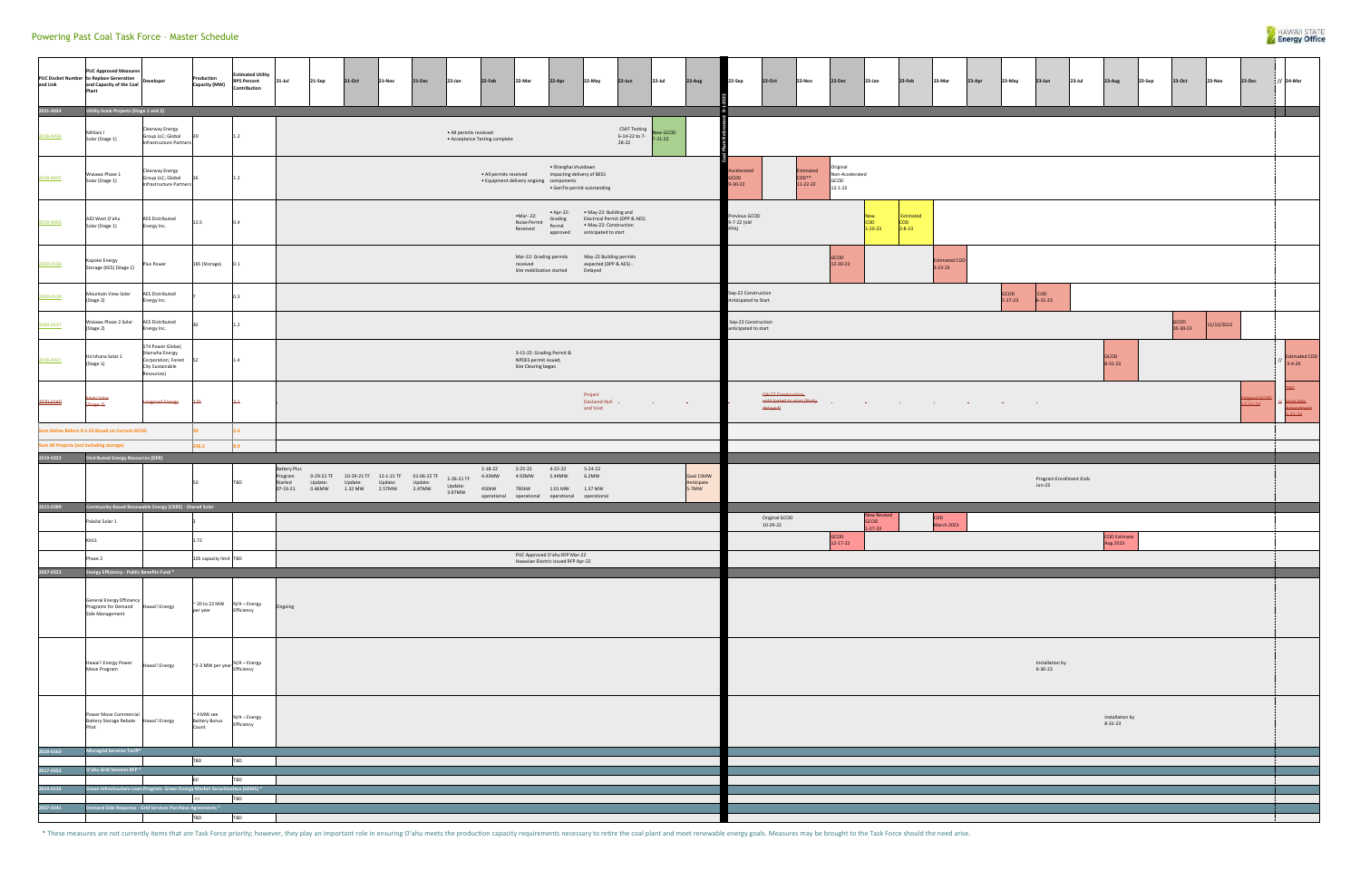# Powering Past Coal Task Force - Master Schedule

| PUC Docket Number and Link | PUC Approved Measures to Replace Generation and Capacity of the Coal Plant | Developer | Production Capacity (MW) | Estimated Utility RPS Percent Contribution | 21-Jul | 21-Sep | 21-Oct | 21-Nov | 21-Dec | 22-Jan | 22-Feb | 22-Mar | 22-Apr | 22-May | 22-Jun | 22-Jul | 22-Aug | 22-Sep | 22-Oct | 22-Nov | 22-Dec | 23-Jan | 23-Feb | 23-Mar | 23-Apr | 23-May | 23-Jun | 23-Jul | 23-Aug | 23-Sep | 23-Oct | 23-Nov | 23-Dec | // 24-Mar |
|---|---|---|---|---|---|---|---|---|---|---|---|---|---|---|---|---|---|---|---|---|---|---|---|---|---|---|---|---|---|---|---|---|---|---|
| **2021-0024** | **Utility-Scale Projects (Stage 1 and 2)** | | | | | | | | | | | | | | | | | | | | | | | | | | | | | | | | | |
| 2018-0434 | Mililani I Solar (Stage 1) | Clearway Energy Group LLC; Global Infrastructure Partners | 39 | 1.2 | | | | | | • All permits received • Acceptance Testing complete | | | | | CSAT Testing 6-14-22 to 7-28-22 | New GCOD 7-31-22 | | | | | | | | | | | | | | | | | | |
| 2018-0435 | Waiawa Phase 1 Solar (Stage 1) | Clearway Energy Group LLC; Global Infrastructure Partners | 36 | 1.2 | | | | | | | | • All permits received • Equipment delivery ongoing | • Shanghai shutdown impacting delivery of BESS components • GenTie permit outstanding | | | | | Accelerated GCOD 9-30-22 | | Estimated COD** 11-22-22 | Original Non-Accelerated GCOD 12-1-22 | | | | | | | | | | | | | |
| 2020-0060 | AES West O'ahu Solar (Stage 1) | AES Distributed Energy Inc. | 12.5 | 0.4 | | | | | | | | • Mar- 22: Noise Permit Received | • Apr-22: Grading Permit approved | • May-22: Building and Electrical Permit (DPP & AES) • May-22: Construction anticipated to start | | | | Previous GCOD 9-7-22 (old PPA) | | | | New COD 1-20-23 | Estimated COD 2-8-23 | | | | | | | | | | | |
| 2020-0136 | Kapolei Energy Storage (KES) (Stage 2) | Plus Power | 185 (Storage) | 0.1 | | | | | | | | Mar-22: Grading permits received Site mobilization started | | May-22 Building permits expected (DPP & AES) - Delayed | | | | | | | GCOD 12-30-22 | | | Estimated COD 3-23-23 | | | | | | | | | | |
| 2020-0139 | Mountain View Solar (Stage 2) | AES Distributed Energy Inc. | 7 | 0.3 | | | | | | | | | | | | | | Sep-22 Construction Anticipated to Start | | | | | | | | GCOD 5-17-23 | COD 6-15-23 | | | | | | | |
| 2020-0137 | Waiawa Phase 2 Solar (Stage 2) | AES Distributed Energy Inc. | 30 | 1.2 | | | | | | | | | | | | | | Sep-22 Construction anticipated to start | | | | | | | | | | | | | GCOD 10-30-23 | 11/13/2023 | | |
| 2018-0431 | Ho'ohana Solar 1 (Stage 1) | 174 Power Global; Hanwha Energy Corporation; Forest City Sustainable Resources) | 52 | 1.4 | | | | | | | | 3-15-22: Grading Permit & NPDES permit issued, Site Clearing began | | | | | | | | | | | | | | | | | GCOD 8-31-23 | | | | | Estimated COD 3-4-24 |
| ~~2020-0140~~ | ~~Mahi Solar (Stage 2)~~ | ~~Longroad Energy~~ | ~~120~~ | ~~3.2~~ | | | | | | | | | Project Declared Null and Void | | | | | | ~~Q4-22 Construction anticipated to start (likely delayed)~~ | | | | | | | | | | | | ~~Original GCOD 12-31-23~~ | | | ~~TBD-Mahi PPA Amendment 5-31-24~~ |
| **Sum Online Before 9-1-22 Based on Current GCOD** | | | 39 | 2.4 | | | | | | | | | | | | | | | | | | | | | | | | | | | | | | |
| **Sum All Projects (not including storage)** | | | 216.5 | 8.9 | | | | | | | | | | | | | | | | | | | | | | | | | | | | | | |
| **2019-0323** | **Distributed Energy Resources (DER)** | | | | | | | | | | | | | | | | | | | | | | | | | | | | | | | | | |
| | | | 50 | TBD | Battery Plus Program Started 07-19-21 | 9-29-21 TF Update: 0.46MW | 10-29-21 TF Update: 1.32 MW | 12-1-21 TF Update: 2.57MW | 01-06-22 TF Update: 3.47MW | 1-26-21 TF Update: 3.97MW | 2-18-22 4.43MW 450kW operational | 3-25-22 4.92MW 780kW operational | 4-22-22 5.44MW 1.01 MW operational | 5-24-22 6.2MW 1.37 MW operational | | | Goal 15MW Anticipate 5-7MW | | | | | | | | | | Program Enrollment Ends Jun-23 | | | | | | | |
| **2015-0389** | **Community-Based Renewable Energy (CBRE) - Shared Solar** | | | | | | | | | | | | | | | | | | | | | | | | | | | | | | | | | |
| | Palailai Solar 1 | | 3 | | | | | | | | | | | | | | | | Original GCOD 10-29-22 | | | New Revised GCOD 1-27-23 | | COD March 2023 | | | | | | | | | | |
| | KHLS | | 3.72 | | | | | | | | | | | | | | | | | | GCOD 12-17-22 | | | | | | | | COD Estimate Aug 2023 | | | | | |
| | Phase 2 | | 105 capacity limit | TBD | | | | | | | | PUC Approved O'ahu RFP Mar-22 Hawaiian Electric issued RFP Apr-22 | | | | | | | | | | | | | | | | | | | | | | |
| **2007-0323** | **Energy Efficiency - Public Benefits Fund \*** | | | | | | | | | | | | | | | | | | | | | | | | | | | | | | | | | |
| | General Energy Efficiency Programs for Demand Side Management | Hawai'i Energy | ~ 20 to 22 MW per year | N/A – Energy Efficiency | Ongoing | | | | | | | | | | | | | | | | | | | | | | | | | | | | | |
| | Hawai'i Energy Power Move Program | Hawai'i Energy | ~2-3 MW per year | N/A – Energy Efficiency | | | | | | | | | | | | | | | | | | | | | | | Installation by 6-30-23 | | | | | | | |
| | Power Move Commercial Battery Storage Rebate Pilot | Hawai'i Energy | ~ 4 MW see Battery Bonus Count | N/A – Energy Efficiency | | | | | | | | | | | | | | | | | | | | | | | | | Installation by 8-31-23 | | | | | |
| **2019-0162** | **Microgrid Services Tariff\*** | | | | | | | | | | | | | | | | | | | | | | | | | | | | | | | | | |
| | | | TBD | TBD | | | | | | | | | | | | | | | | | | | | | | | | | | | | | | |
| **2017-0352** | **O'ahu Grid Services RFP \*** | | | | | | | | | | | | | | | | | | | | | | | | | | | | | | | | | |
| | | | 60 | TBD | | | | | | | | | | | | | | | | | | | | | | | | | | | | | | |
| **2014-0135** | **Green Infrastructure Loan Program- Green Energy Market Securitization (GEMS) \*** | | | | | | | | | | | | | | | | | | | | | | | | | | | | | | | | | |
| | | | 44 | TBD | | | | | | | | | | | | | | | | | | | | | | | | | | | | | | |
| **2007-0341** | **Demand Side Response - Grid Services Purchase Agreements \*** | | | | | | | | | | | | | | | | | | | | | | | | | | | | | | | | | |
| | | | TBD | TBD | | | | | | | | | | | | | | | | | | | | | | | | | | | | | | |

Coal Plant Retirement 9-1-2022

\* These measures are not currently items that are Task Force priority; however, they play an important role in ensuring O'ahu meets the production capacity requirements necessary to retire the coal plant and meet renewable energy goals. Measures may be brought to the Task Force should the need arise.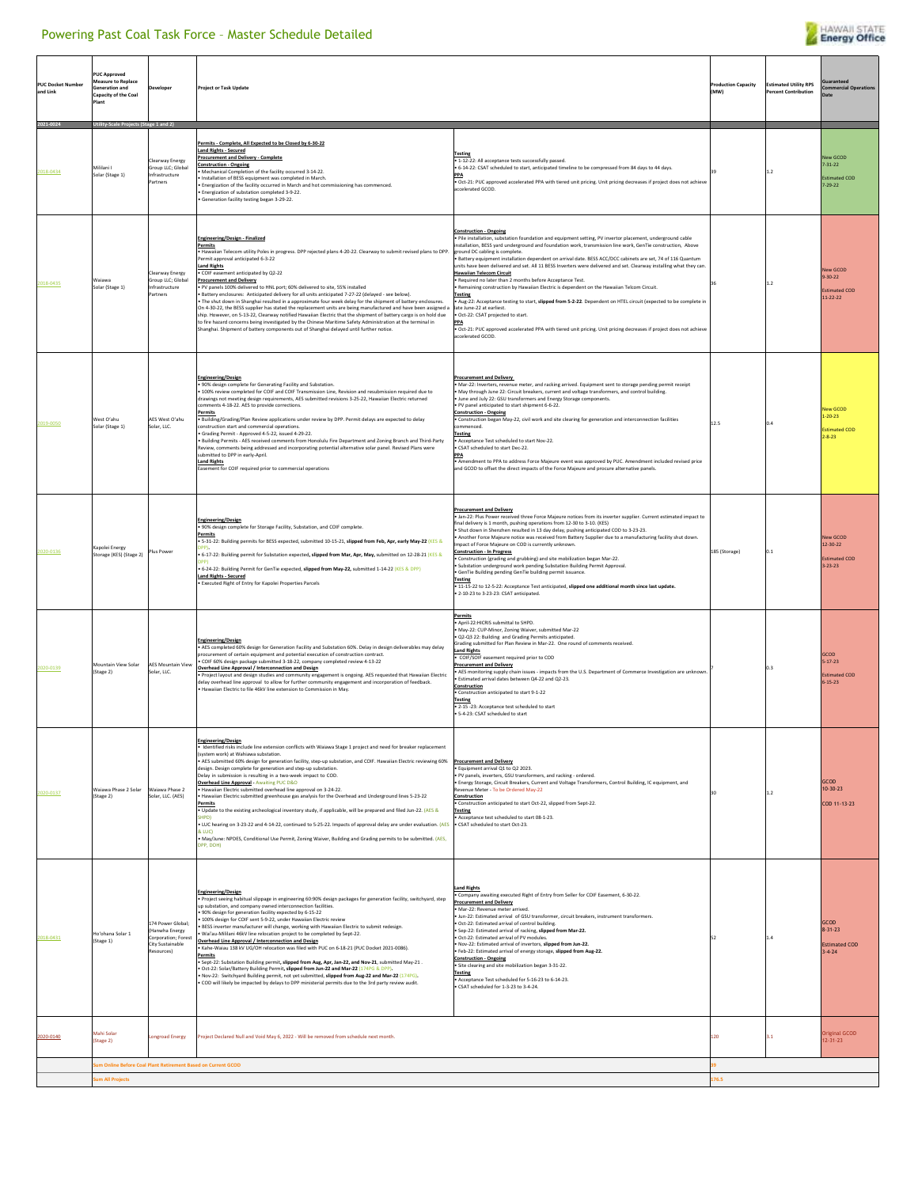# Powering Past Coal Task Force – Master Schedule Detailed

| PUC Docket Number and Link | PUC Approved Measure to Replace Generation and Capacity of the Coal Plant | Developer | Project or Task Update | | Production Capacity (MW) | Estimated Utility RPS Percent Contribution | Guaranteed Commercial Operations Date |
|---|---|---|---|---|---|---|---|
| 2021-0024 | Utility-Scale Projects (Stage 1 and 2) | | | | | | |
| 2018-0434 | Mililani I Solar (Stage 1) | Clearway Energy Group LLC; Global Infrastructure Partners | **Permits - Complete, All Expected to be Closed by 6-30-22**<br>**Land Rights - Secured**<br>**Procurement and Delivery - Complete**<br>**Construction - Ongoing**<br>• Mechanical Completion of the facility occurred 3-14-22.<br>• Installation of BESS equipment was completed in March.<br>• Energization of the facility occurred in March and hot commissioning has commenced.<br>• Energization of substation completed 3-9-22.<br>• Generation facility testing began 3-29-22. | **Testing**<br>• 1-12-22: All acceptance tests successfully passed.<br>• 6-14-22: CSAT scheduled to start, anticipated timeline to be compressed from 84 days to 44 days.<br>**PPA**<br>• Oct-21: PUC approved accelerated PPA with tiered unit pricing. Unit pricing decreases if project does not achieve accelerated GCOD. | 39 | 1.2 | New GCOD 7-31-22<br><br>Estimated COD 7-29-22 |
| 2018-0435 | Waiawa Solar (Stage 1) | Clearway Energy Group LLC; Global Infrastructure Partners | **Engineering/Design - Finalized**<br>**Permits**<br>• Hawaiian Telecom utility Poles in progress. DPP rejected plans 4-20-22. Clearway to submit revised plans to DPP. Permit approval anticipated 6-3-22<br>**Land Rights**<br>• COIF easement anticipated by Q2-22<br>**Procurement and Delivery**<br>• PV panels 100% delivered to HNL port; 60% delivered to site, 55% installed<br>• Battery enclosures: Anticipated delivery for all units anticipated 7-27-22 (delayed - see below).<br>• The shut down in Shanghai resulted in a approximate four week delay for the shipment of battery enclosures. On 4-30-22, the BESS supplier has stated the replacement units are being manufactured and have been assigned a ship. However, on 5-13-22, Clearway notified Hawaiian Electric that the shipment of battery cargo is on hold due to fire hazard concerns being investigated by the Chinese Maritime Safety Administration at the terminal in Shanghai. Shipment of battery components out of Shanghai delayed until further notice. | **Construction - Ongoing**<br>• Pile installation, substation foundation and equipment setting, PV invertor placement, underground cable installation, BESS yard underground and foundation work, transmission line work, GenTie construction, Above ground DC cabling is complete.<br>• Battery equipment installation dependent on arrival date. BESS ACC/DCC cabinets are set, 74 of 116 Quantum units have been delivered and set. All 11 BESS Inverters were delivered and set. Clearway installing what they can.<br>**Hawaiian Telecom Circuit**<br>• Required no later than 2 months before Acceptance Test.<br>• Remaining construction by Hawaiian Electric is dependent on the Hawaiian Telcom Circuit.<br>**Testing**<br>• Aug-22: Acceptance testing to start, **slipped from 5-2-22**. Dependent on HTEL circuit (expected to be complete in late June-22 at earliest.<br>• Oct-22: CSAT projected to start.<br>**PPA**<br>• Oct-21: PUC approved accelerated PPA with tiered unit pricing. Unit pricing decreases if project does not achieve accelerated GCOD. | 36 | 1.2 | New GCOD 9-30-22<br><br>Estimated COD 11-22-22 |
| 2019-0050 | West O'ahu Solar (Stage 1) | AES West O'ahu Solar, LLC. | **Engineering/Design**<br>• 90% design complete for Generating Facility and Substation.<br>• 100% review completed for COIF and COIF Transmission Line, Revision and resubmission required due to drawings not meeting design requirements, AES submitted revisions 3-25-22, Hawaiian Electric returned comments 4-18-22. AES to provide corrections.<br>**Permits**<br>• Building/Grading/Plan Review applications under review by DPP. Permit delays are expected to delay construction start and commercial operations.<br>• Grading Permit - Approved 4-5-22, issued 4-20-22.<br>• Building Permits - AES received comments from Honolulu Fire Department and Zoning Branch and Third-Party Review, comments being addressed and incorporating potential alternative solar panel. Revised Plans were submitted to DPP in early-April.<br>**Land Rights**<br>Easement for COIF required prior to commercial operations | **Procurement and Delivery**<br>• Mar-22: Inverters, revenue meter, and racking arrived. Equipment sent to storage pending permit receipt<br>• May through June 22: Circuit breakers, current and voltage transformers, and control building.<br>• June and July 22: GSU transformers and Energy Storage components.<br>• PV panel anticipated to start shipment 6-6-22.<br>**Construction - Ongoing**<br>• Construction began May-22, civil work and site clearing for generation and interconnection facilities commenced.<br>**Testing**<br>• Acceptance Test scheduled to start Nov-22.<br>• CSAT scheduled to start Dec-22.<br>**PPA**<br>• Amendment to PPA to address Force Majeure event was approved by PUC. Amendment included revised price and GCOD to offset the direct impacts of the Force Majeure and procure alternative panels. | 12.5 | 0.4 | New GCOD 1-20-23<br><br>Estimated COD 2-8-23 |
| 2020-0136 | Kapolei Energy Storage (KES) (Stage 2) | Plus Power | **Engineering/Design**<br>• 90% design complete for Storage Facility, Substation, and COIF complete.<br>**Permits**<br>• 5-31-22: Building permits for BESS expected, submitted 10-15-21, **slipped from Feb, Apr, early May-22** (KES & DPP).<br>• 6-17-22: Building permit for Substation expected, **slipped from Mar, Apr, May,** submitted on 12-28-21 (KES & DPP)<br>• 6-24-22: Building Permit for GenTie expected, **slipped from May-22,** submitted 1-14-22 (KES & DPP)<br>**Land Rights - Secured**<br>• Executed Right of Entry for Kapolei Properties Parcels | **Procurement and Delivery**<br>• Jan-22: Plus Power received three Force Majeure notices from its inverter supplier. Current estimated impact to final delivery is 1 month, pushing operations from 12-30 to 3-10. (KES)<br>• Shut down in Shenzhen resulted in 13 day delay, pushing anticipated COD to 3-23-23.<br>• Another Force Majeure notice was received from Battery Supplier due to a manufacturing facility shut down. Impact of Force Majeure on COD is currently unknown.<br>**Construction - In Progress**<br>• Construction (grading and grubbing) and site mobilization began Mar-22.<br>• Substation underground work pending Substation Building Permit Approval.<br>• GenTie Building pending GenTie building permit issuance.<br>**Testing**<br>• 11-15-22 to 12-5-22: Acceptance Test anticipated, **slipped one additional month since last update.**<br>• 2-10-23 to 3-23-23: CSAT anticipated. | 185 (Storage) | 0.1 | New GCOD 12-30-22<br><br>Estimated COD 3-23-23 |
| 2020-0139 | Mountain View Solar (Stage 2) | AES Mountain View Solar, LLC. | **Engineering/Design**<br>• AES completed 60% design for Generation Facility and Substation 60%. Delay in design deliverables may delay procurement of certain equipment and potential execution of construction contract.<br>• COIF 60% design package submitted 3-18-22, company completed review 4-13-22<br>**Overhead Line Approval / Interconnection and Design**<br>• Project layout and design studies and community engagement is ongoing. AES requested that Hawaiian Electric delay overhead line approval to allow for further community engagement and incorporation of feedback.<br>• Hawaiian Electric to file 46kV line extension to Commission in May. | **Permits**<br>• April-22:HICRIS submittal to SHPD.<br>• May-22: CUP-Minor, Zoning Waiver, submitted Mar-22<br>• Q2-Q3 22: Building and Grading Permits anticipated.<br>Grading submitted for Plan Review in Mar-22. One round of comments received.<br>**Land Rights**<br>• COIF/SOIF easement required prior to COD<br>**Procurement and Delivery**<br>• AES monitoring supply chain issues - impacts from the U.S. Department of Commerce Investigation are unknown.<br>• Estimated arrival dates between Q4-22 and Q2-23.<br>**Construction**<br>• Construction anticipated to start 9-1-22<br>**Testing**<br>• 2-15 -23: Acceptance test scheduled to start<br>• 5-4-23: CSAT scheduled to start | 7 | 0.3 | GCOD 5-17-23<br><br>Estimated COD 6-15-23 |
| 2020-0137 | Waiawa Phase 2 Solar (Stage 2) | Waiawa Phase 2 Solar, LLC. (AES) | **Engineering/Design**<br>• Identified risks include line extension conflicts with Waiawa Stage 1 project and need for breaker replacement (system work) at Wahiawa substation.<br>• AES submitted 60% design for generation facility, step-up substation, and COIF. Hawaiian Electric reviewing 60% design. Design complete for generation and step-up substation.<br>Delay in submission is resulting in a two-week impact to COD.<br>**Overhead Line Approval** - Awaiting PUC D&O<br>• Hawaiian Electric submitted overhead line approval on 3-24-22.<br>• Hawaiian Electric submitted greenhouse gas analysis for the Overhead and Underground lines 5-23-22<br>**Permits**<br>• Update to the existing archeological inventory study, if applicable, will be prepared and filed Jun-22. (AES & SHPD)<br>• LUC hearing on 3-23-22 and 4-14-22, continued to 5-25-22. Impacts of approval delay are under evaluation. (AES & LUC)<br>• May/June: NPDES, Conditional Use Permit, Zoning Waiver, Building and Grading permits to be submitted. (AES, DPP, DOH) | **Procurement and Delivery**<br>• Equipment arrival Q1 to Q2 2023.<br>• PV panels, inverters, GSU transformers, and racking - ordered.<br>• Energy Storage, Circuit Breakers, Current and Voltage Transformers, Control Building, IC equipment, and Revenue Meter - To be Ordered May-22<br>**Construction**<br>• Construction anticipated to start Oct-22, slipped from Sept-22.<br>**Testing**<br>• Acceptance test scheduled to start 08-1-23.<br>• CSAT scheduled to start Oct-23. | 30 | 1.2 | GCOD 10-30-23<br><br>COD 11-13-23 |
| 2018-0431 | Ho'ohana Solar 1 (Stage 1) | 174 Power Global; (Hanwha Energy Corporation; Forest City Sustainable Resources) | **Engineering/Design**<br>• Project seeing habitual slippage in engineering 60:90% design packages for generation facility, switchyard, step up substation, and company owned interconnection facilities.<br>• 90% design for generation facility expected by 6-15-22<br>• 100% design for COIF sent 5-9-22, under Hawaiian Electric review<br>• BESS inverter manufacturer will change, working with Hawaiian Electric to submit redesign.<br>• Wai'au-Mililani 46kV line relocation project to be completed by Sept-22.<br>**Overhead Line Approval / Interconnection and Design**<br>• Kahe-Waiau 138 kV UG/OH relocation was filed with PUC on 6-18-21 (PUC Docket 2021-0086).<br>**Permits**<br>• Sept-22: Substation Building permit, **slipped from Aug, Apr, Jan-22, and Nov-21**, submitted May-21 .<br>• Oct-22: Solar/Battery Building Permit, **slipped from Jun-22 and Mar-22** (174PG & DPP).<br>• Nov-22: Switchyard Building permit, not yet submitted, **slipped from Aug-22 and Mar-22** (174PG).<br>• COD will likely be impacted by delays to DPP ministerial permits due to the 3rd party review audit. | **Land Rights**<br>• Company awaiting executed Right of Entry from Seller for COIF Easement, 6-30-22.<br>**Procurement and Delivery**<br>• Mar-22: Revenue meter arrived.<br>• Jun-22: Estimated arrival of GSU transformer, circuit breakers, instrument transformers.<br>• Oct-22: Estimated arrival of control building.<br>• Sep-22: Estimated arrival of racking, **slipped from Mar-22.**<br>• Oct-22: Estimated arrival of PV modules.<br>• Nov-22: Estimated arrival of inverters, **slipped from Jun-22.**<br>• Feb-22: Estimated arrival of energy storage, **slipped from Aug-22.**<br>**Construction - Ongoing**<br>• Site clearing and site mobilization began 3-31-22.<br>**Testing**<br>• Acceptance Test scheduled for 5-16-23 to 6-14-23.<br>• CSAT scheduled for 1-3-23 to 3-4-24. | 52 | 1.4 | GCOD 8-31-23<br><br>Estimated COD 3-4-24 |
| 2020-0140 | Mahi Solar (Stage 2) | Longroad Energy | Project Declared Null and Void May 6, 2022 - Will be removed from schedule next month. | | 120 | 3.1 | Original GCOD 12-31-23 |
| | Sum Online Before Coal Plant Retirement Based on Current GCOD | | | | 39 | | |
| | Sum All Projects | | | | 376.5 | | |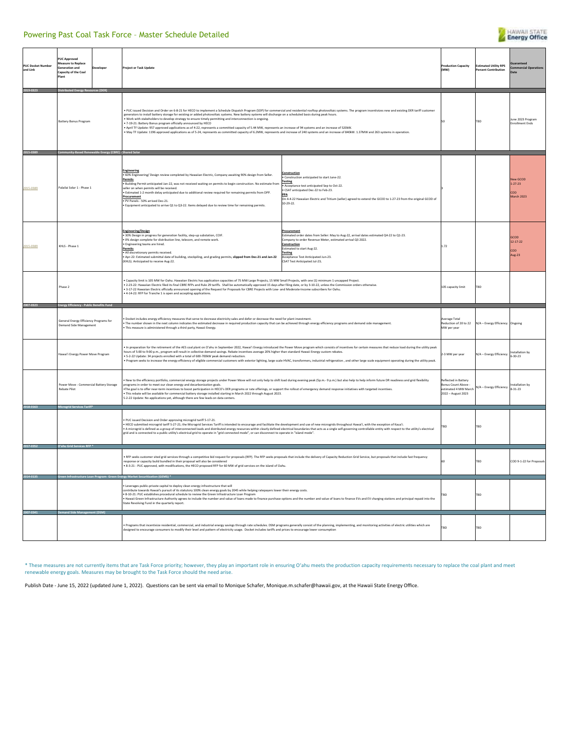# Powering Past Coal Task Force – Master Schedule Detailed

| PUC Docket Number and Link | PUC Approved Measure to Replace Generation and Capacity of the Coal Plant | Developer | Project or Task Update | Production Capacity (MW) | Estimated Utility RPS Percent Contribution | Guaranteed Commercial Operations Date |
|---|---|---|---|---|---|---|
| 2019-0323 | Distributed Energy Resources (DER) | | | | | |
| | Battery Bonus Program | | • PUC issued Decision and Order on 6-8-21 for HECO to implement a Schedule Dispatch Program (SDP) for commercial and residential rooftop photovoltaic systems. The program incentivizes new and existing DER tariff customer generators to install battery storage for existing or added photovoltaic systems. New battery systems will discharge on a scheduled basis during peak hours.<br>• Work with stakeholders to develop strategy to ensure timely permitting and interconnection is ongoing.<br>• 7-19-21: Battery Bonus program officially announced by HECO<br>• April TF Update: 957 approved applications as of 4-22, represents a committed capacity of 5.44 MW, represents an increase of 94 systems and an increase of 520kW.<br>• May TF Update: 1196 approved applications as of 5-24, represents as committed capacity of 6.2MW, represents and increase of 240 systems and an increase of 840kW. 1.37MW and 263 systems in operation. | 50 | TBD | June 2023 Program Enrollment Ends |
| 2015-0389 | Community-Based Renewable Energy (CBRE) - Shared Solar | | | | | |
| 2015-0389 | Palailai Solar 1 - Phase 1 | | **Engineering**<br>• 60% Engineering/ Design review completed by Hawaiian Electric, Company awaiting 90% design from Seller.<br>**Permits**<br>• Building Permit anticipated Jan-22, was not received waiting on permits to begin construction. No estimate from seller on when permits will be received.<br>• Estimated 1-2 month delay anticipated due to additional review required for remaining permits from DPP.<br>**Procurement**<br>• PV Panels - 50% arrived Dec-21.<br>• Equipment anticipated to arrive Q1 to Q3-22. Items delayed due to review time for remaining permits.<br>**Construction**<br>• Construction anticipated to start June-22.<br>**Testing**<br>• Acceptance test anticipated Sep to Oct-22.<br>• CSAT anticipated Dec-22 to Feb-23.<br>**PPA**<br>On 4-4-22 Hawaiian Electric and Tritium (seller) agreed to extend the GCOD to 1-27-23 from the original GCOD of 10-29-22. | 3 | | New GCOD<br>1-27-23<br><br>COD<br>March 2023 |
| 2015-0389 | KHLS - Phase 1 | | **Engineering/Design**<br>• 30% Design in progress for generation facility, step-up substation, COIF.<br>• 0% design complete for distribution line, telecom, and remote work.<br>• Engineering teams are hired.<br>**Permits**<br>• All discretionary permits received.<br>• Apr-22: Estimated submittal date of building, stockpiling, and grading permits, **slipped from Dec-21 and Jan-22** (KHLS). Anticipated to receive Aug-22.<br>**Procurement**<br>Estimated order dates from Seller: May to Aug-22, arrival dates estimated Q4-22 to Q1-23.<br>Company to order Revenue Meter, estimated arrival Q3 2022.<br>**Construction**<br>Estimated to start Aug-22.<br>**Testing**<br>Acceptance Test Anticipated Jun-23.<br>CSAT Test Anticipated Jul-23. | 1.72 | | GCOD<br>12-17-22<br><br>COD<br>Aug-23 |
| | Phase 2 | | • Capacity limit is 105 MW for Oahu. Hawaiian Electric has application capacities of 75 MW Large Projects, 15 MW Small Projects, with one (1) minimum 1 uncapped Project.<br>• 2-23-22: Hawaiian Electric filed its final CBRE RFPs and Rule 29 tariffs. Shall be automatically approved 15 days after filing date, or by 3-10-22, unless the Commission orders otherwise.<br>• 3-17-22 Hawaiian Electric officially announced opening of the Request for Proposals for CBRE Projects with Low- and Moderate-Income subscribers for Oahu.<br>• 4-14-22: RFP for Tranche 1 is open and accepting applications. | 105 capacity limit | TBD | |
| 2007-0323 | Energy Efficiency - Public Benefits Fund | | | | | |
| | General Energy Efficiency Programs for Demand Side Management | | • Docket includes energy efficiency measures that serve to decrease electricity sales and defer or decrease the need for plant investment.<br>• The number shown in the next column indicates the estimated decrease in required production capacity that can be achieved through energy efficiency programs and demand side management.<br>• This measure is administered through a third party, Hawaii Energy. | Average Total Reduction of 20 to 22 MW per year | N/A – Energy Efficiency | Ongoing |
| | Hawai'i Energy Power Move Program | | • In preparation for the retirement of the AES coal plant on O'ahu in September 2022, Hawai'i Energy introduced the Power Move program which consists of incentives for certain measures that reduce load during the utility peak hours of 5:00 to 9:00 p.m., program will result in collective demand savings. Rebate incentives average 20% higher than standard Hawaii Energy custom rebates.<br>• 5-2-22 Update: 34 projects enrolled with a total of 600-700kW peak demand reduction.<br>• Program seeks to increase the energy efficiency of eligible commercial customers with exterior lighting, large scale HVAC, transformers, industrial refrigeration , and other large scale equipment operating during the utility peak. | 2-3 MW per year | N/A – Energy Efficiency | Installation by 6-30-23 |
| | Power Move - Commercial Battery Storage Rebate Pilot | | • New to the efficiency portfolio, commercial energy storage projects under Power Move will not only help to shift load during evening peak (5p.m.- 9 p.m.) but also help to help inform future DR readiness and grid flexibility programs in order to meet our clean energy and decarbonization goals.<br>•The goal is to offer near-term incentives to boost participation in HECO's DER programs or rate offerings, or support the rollout of emergency demand response initiatives with targeted incentives.<br>• This rebate will be available for commercial battery storage installed starting in March 2022 through August 2023.<br>5-2-22 Update: No applications yet, although there are few leads on data centers. | Reflected in Battery Bonus Count Above - estimated 4 MW March 2022 – August 2023 | N/A – Energy Efficiency | Installation by 8-31-23 |
| 2018-0163 | Microgrid Services Tariff* | | | | | |
| | | | • PUC issued Decision and Order approving microgrid tariff 5-17-21.<br>• HECO submitted microgrid tariff 5-27-21; the Microgrid Services Tariff is intended to encourage and facilitate the development and use of new microgrids throughout Hawai'i, with the exception of Kaua'i.<br>• A microgrid is defined as a group of interconnected loads and distributed energy resources within clearly defined electrical boundaries that acts as a single self-governing controllable entity with respect to the utility's electrical grid and is connected to a public utility's electrical grid to operate in "grid connected mode", or can disconnect to operate in "island mode". | TBD | TBD | |
| 2017-0352 | O'ahu Grid Services RFP * | | | | | |
| | | | • RFP seeks customer sited grid services through a competitive bid request for proposals (RFP). The RFP seeks proposals that include the delivery of Capacity Reduction Grid Service, but proposals that include fast frequency response or capacity build bundled in their proposal will also be considered<br>• 8-3-21 - PUC approved, with modifications, the HECO proposed RFP for 60 MW of grid services on the island of Oahu. | 60 | TBD | COD 9-1-22 for Proposals |
| 2014-0135 | Green Infrastructure Loan Program- Green Energy Market Securitization (GEMS) * | | | | | |
| | | | • Leverages public-private capital to deploy clean energy infrastructure that will contribute towards Hawaii's pursuit of its statutory 100% clean energy goals by 2045 while helping ratepayers lower their energy costs.<br>• 8-10-21: PUC establishes procedural schedule to review the Green Infrastructure Loan Program<br>• Hawaii Green Infrastructure Authority agrees to include the number and value of loans made to finance purchase options and the number and value of loans to finance EVs and EV charging stations and principal repaid into the State Revolving Fund in the quarterly report. | TBD | TBD | |
| 2007-0341 | Demand Side Management (DSM) | | | | | |
| | | | • Programs that incentivize residential, commercial, and industrial energy savings through rate schedules. DSM programs generally consist of the planning, implementing, and monitoring activities of electric utilities which are designed to encourage consumers to modify their level and pattern of electricity usage. Docket includes tariffs and prices to encourage lower consumption | TBD | TBD | |

\* These measures are not currently items that are Task Force priority; however, they play an important role in ensuring O'ahu meets the production capacity requirements necessary to replace the coal plant and meet renewable energy goals. Measures may be brought to the Task Force should the need arise.

Publish Date - June 15, 2022 (updated June 1, 2022). Questions can be sent via email to Monique Schafer, Monique.m.schafer@hawaii.gov, at the Hawaii State Energy Office.